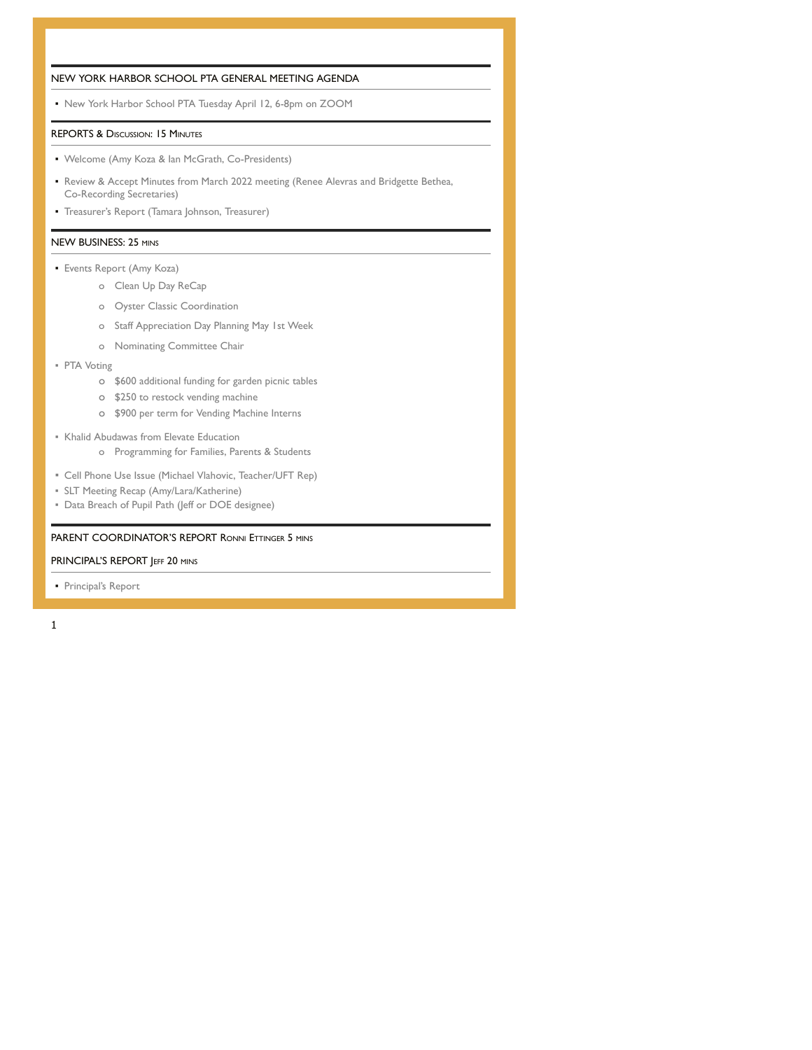## NEW YORK HARBOR SCHOOL PTA GENERAL MEETING AGENDA

- New York Harbor School PTA Tuesday April 12, 6-8pm on ZOOM

### REPORTS & DISCUSSION: 15 MINUTES

- Welcome (Amy Koza & Ian McGrath, Co-Presidents)
- Review & Accept Minutes from March 2022 meeting (Renee Alevras and Bridgette Bethea, Co-Recording Secretaries)
- Treasurer's Report (Tamara Johnson, Treasurer)

### NEW BUSINESS: 25 MINS

- Events Report (Amy Koza)
  - Clean Up Day ReCap
  - Oyster Classic Coordination
  - Staff Appreciation Day Planning May 1st Week
  - Nominating Committee Chair
- PTA Voting
  - $600 additional funding for garden picnic tables
  - $250 to restock vending machine
  - $900 per term for Vending Machine Interns
- Khalid Abudawas from Elevate Education
  - Programming for Families, Parents & Students
- Cell Phone Use Issue (Michael Vlahovic, Teacher/UFT Rep)
- SLT Meeting Recap (Amy/Lara/Katherine)
- Data Breach of Pupil Path (Jeff or DOE designee)

### PARENT COORDINATOR'S REPORT RONNI ETTINGER 5 MINS

### PRINCIPAL'S REPORT JEFF 20 MINS

- Principal's Report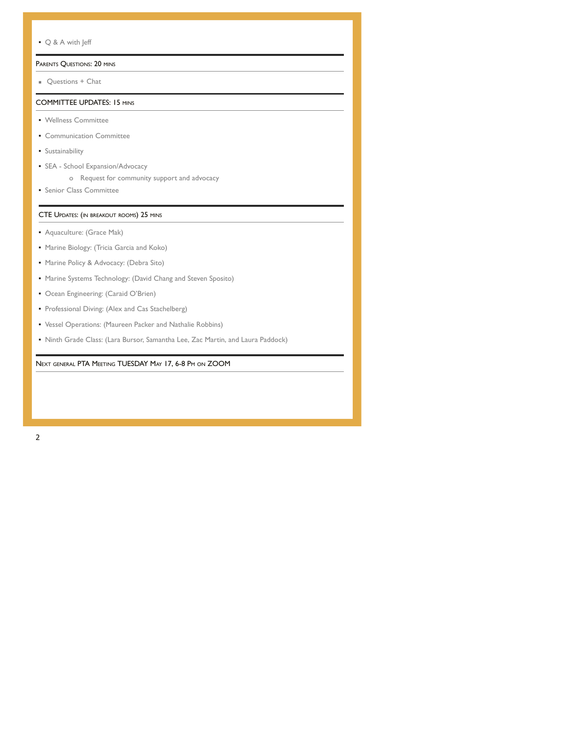- Q & A with Jeff

## Parents Questions: 20 mins

- Questions + Chat

## COMMITTEE UPDATES: 15 mins

- Wellness Committee
- Communication Committee
- Sustainability
- SEA - School Expansion/Advocacy
  - Request for community support and advocacy
- Senior Class Committee

## CTE Updates: (in breakout rooms) 25 mins

- Aquaculture: (Grace Mak)
- Marine Biology: (Tricia Garcia and Koko)
- Marine Policy & Advocacy: (Debra Sito)
- Marine Systems Technology: (David Chang and Steven Sposito)
- Ocean Engineering: (Caraid O'Brien)
- Professional Diving: (Alex and Cas Stachelberg)
- Vessel Operations: (Maureen Packer and Nathalie Robbins)
- Ninth Grade Class: (Lara Bursor, Samantha Lee, Zac Martin, and Laura Paddock)

## Next general PTA Meeting TUESDAY May 17, 6-8 Pm on ZOOM